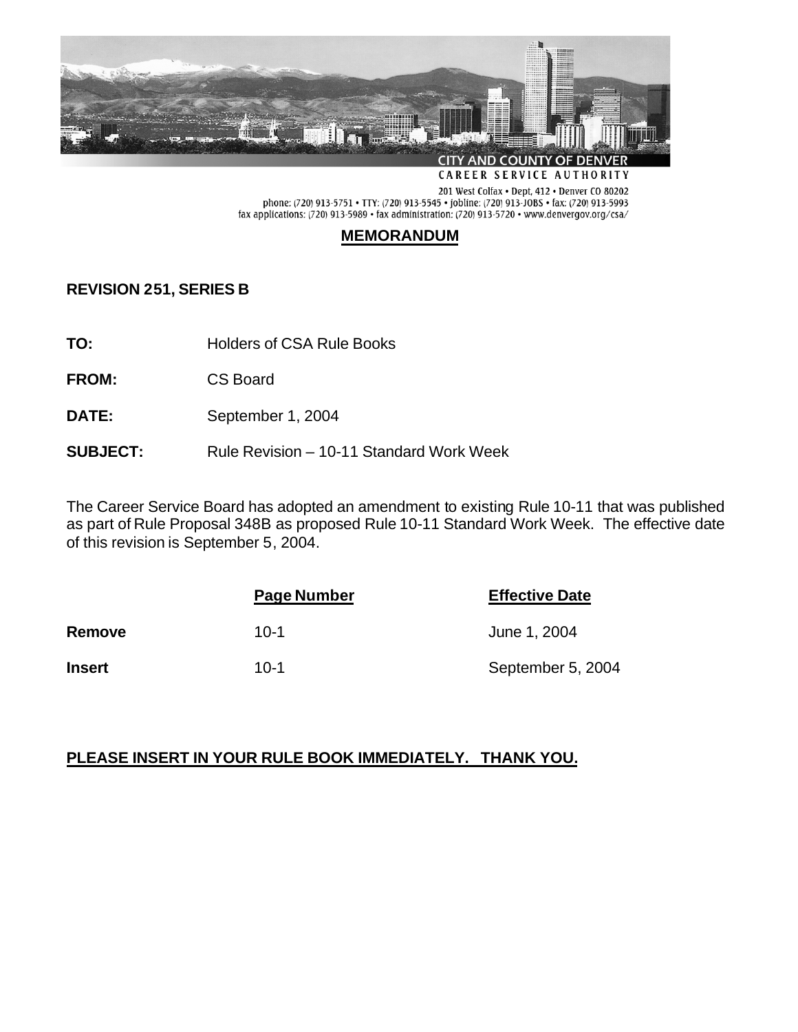CITY AND COUNTY OF DENVER

CAREER SERVICE AUTHORITY

201 West Colfax • Dept, 412 • Denver CO 80202
phone: (720) 913-5751 • TTY: (720) 913-5545 • jobline: (720) 913-JOBS • fax: (720) 913-5993
fax applications: (720) 913-5989 • fax administration: (720) 913-5720 • www.denvergov.org/csa/

# MEMORANDUM

**REVISION 251, SERIES B**

**TO:** Holders of CSA Rule Books

**FROM:** CS Board

**DATE:** September 1, 2004

**SUBJECT:** Rule Revision – 10-11 Standard Work Week

The Career Service Board has adopted an amendment to existing Rule 10-11 that was published as part of Rule Proposal 348B as proposed Rule 10-11 Standard Work Week. The effective date of this revision is September 5, 2004.

| | Page Number | Effective Date |
|---|---|---|
| **Remove** | 10-1 | June 1, 2004 |
| **Insert** | 10-1 | September 5, 2004 |

**PLEASE INSERT IN YOUR RULE BOOK IMMEDIATELY. THANK YOU.**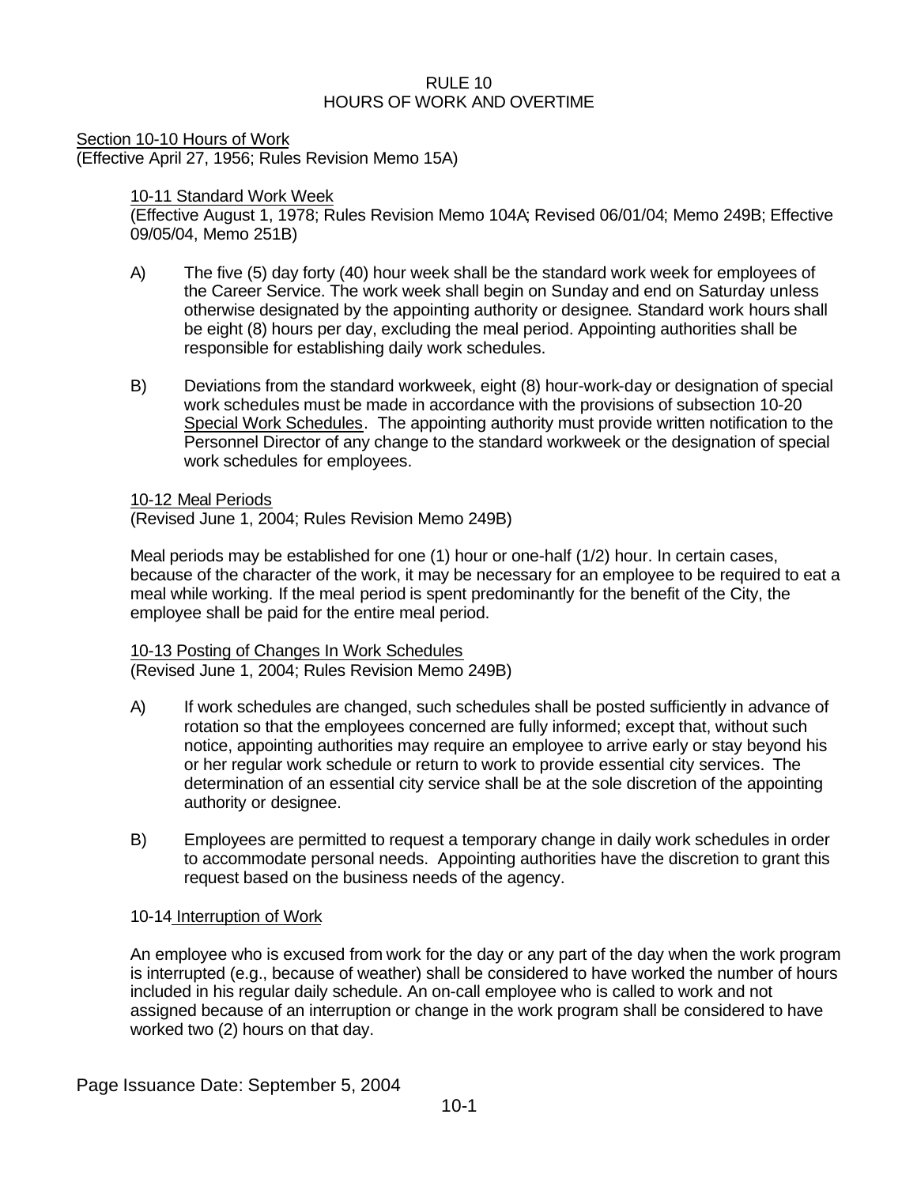# RULE 10
# HOURS OF WORK AND OVERTIME

## Section 10-10 Hours of Work

(Effective April 27, 1956; Rules Revision Memo 15A)

### 10-11 Standard Work Week

(Effective August 1, 1978; Rules Revision Memo 104A; Revised 06/01/04; Memo 249B; Effective 09/05/04, Memo 251B)

A) The five (5) day forty (40) hour week shall be the standard work week for employees of the Career Service. The work week shall begin on Sunday and end on Saturday unless otherwise designated by the appointing authority or designee. Standard work hours shall be eight (8) hours per day, excluding the meal period. Appointing authorities shall be responsible for establishing daily work schedules.

B) Deviations from the standard workweek, eight (8) hour-work-day or designation of special work schedules must be made in accordance with the provisions of subsection 10-20 Special Work Schedules. The appointing authority must provide written notification to the Personnel Director of any change to the standard workweek or the designation of special work schedules for employees.

### 10-12 Meal Periods

(Revised June 1, 2004; Rules Revision Memo 249B)

Meal periods may be established for one (1) hour or one-half (1/2) hour. In certain cases, because of the character of the work, it may be necessary for an employee to be required to eat a meal while working. If the meal period is spent predominantly for the benefit of the City, the employee shall be paid for the entire meal period.

### 10-13 Posting of Changes In Work Schedules

(Revised June 1, 2004; Rules Revision Memo 249B)

A) If work schedules are changed, such schedules shall be posted sufficiently in advance of rotation so that the employees concerned are fully informed; except that, without such notice, appointing authorities may require an employee to arrive early or stay beyond his or her regular work schedule or return to work to provide essential city services. The determination of an essential city service shall be at the sole discretion of the appointing authority or designee.

B) Employees are permitted to request a temporary change in daily work schedules in order to accommodate personal needs. Appointing authorities have the discretion to grant this request based on the business needs of the agency.

### 10-14 Interruption of Work

An employee who is excused from work for the day or any part of the day when the work program is interrupted (e.g., because of weather) shall be considered to have worked the number of hours included in his regular daily schedule. An on-call employee who is called to work and not assigned because of an interruption or change in the work program shall be considered to have worked two (2) hours on that day.

Page Issuance Date: September 5, 2004